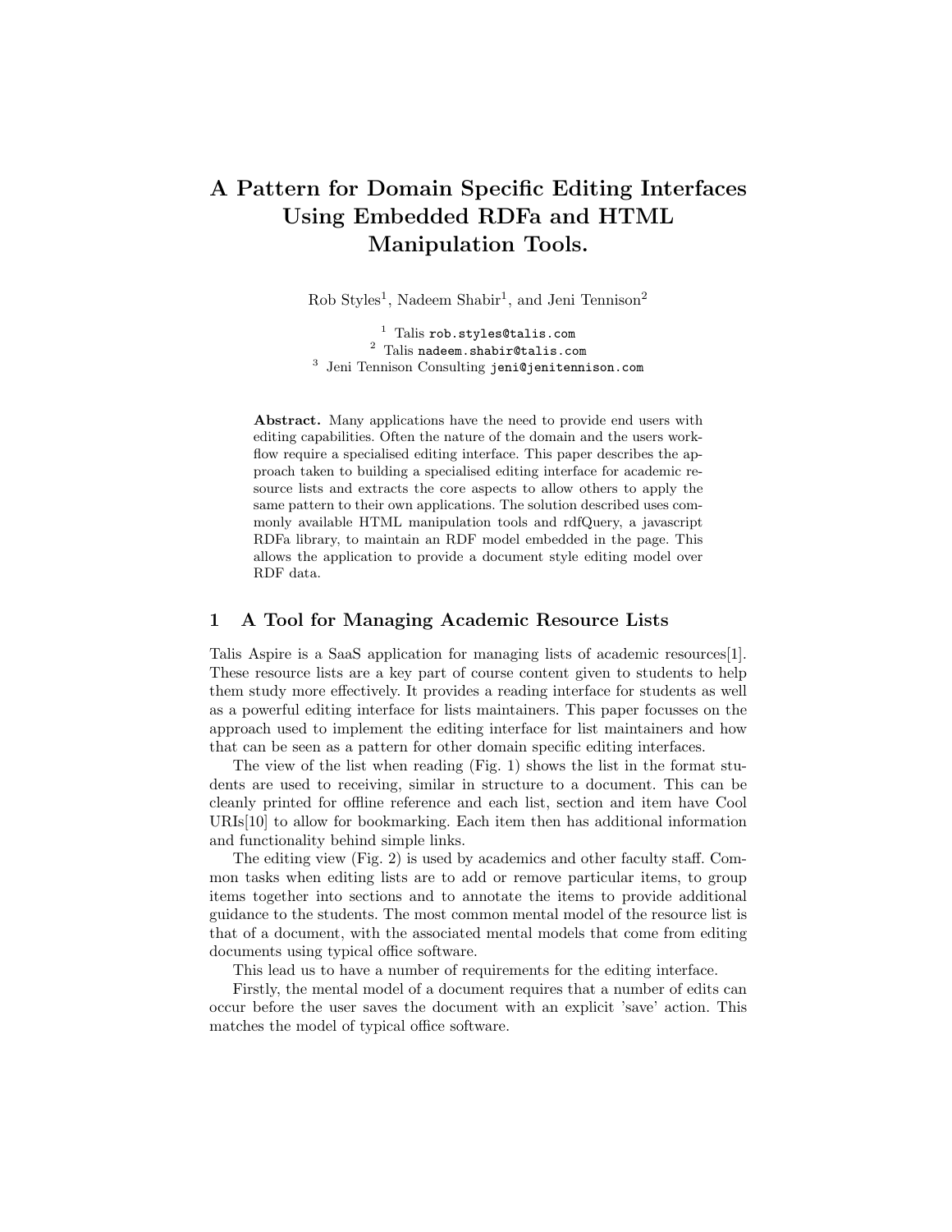# A Pattern for Domain Specific Editing Interfaces Using Embedded RDFa and HTML Manipulation Tools.

Rob Styles[1], Nadeem Shabir[1], and Jeni Tennison[2]

[1] Talis `rob.styles@talis.com`
[2] Talis `nadeem.shabir@talis.com`
[3] Jeni Tennison Consulting `jeni@jenitennison.com`

**Abstract.** Many applications have the need to provide end users with editing capabilities. Often the nature of the domain and the users workflow require a specialised editing interface. This paper describes the approach taken to building a specialised editing interface for academic resource lists and extracts the core aspects to allow others to apply the same pattern to their own applications. The solution described uses commonly available HTML manipulation tools and rdfQuery, a javascript RDFa library, to maintain an RDF model embedded in the page. This allows the application to provide a document style editing model over RDF data.

## 1 A Tool for Managing Academic Resource Lists

Talis Aspire is a SaaS application for managing lists of academic resources[1]. These resource lists are a key part of course content given to students to help them study more effectively. It provides a reading interface for students as well as a powerful editing interface for lists maintainers. This paper focusses on the approach used to implement the editing interface for list maintainers and how that can be seen as a pattern for other domain specific editing interfaces.

The view of the list when reading (Fig. 1) shows the list in the format students are used to receiving, similar in structure to a document. This can be cleanly printed for offline reference and each list, section and item have Cool URIs[10] to allow for bookmarking. Each item then has additional information and functionality behind simple links.

The editing view (Fig. 2) is used by academics and other faculty staff. Common tasks when editing lists are to add or remove particular items, to group items together into sections and to annotate the items to provide additional guidance to the students. The most common mental model of the resource list is that of a document, with the associated mental models that come from editing documents using typical office software.

This lead us to have a number of requirements for the editing interface.

Firstly, the mental model of a document requires that a number of edits can occur before the user saves the document with an explicit 'save' action. This matches the model of typical office software.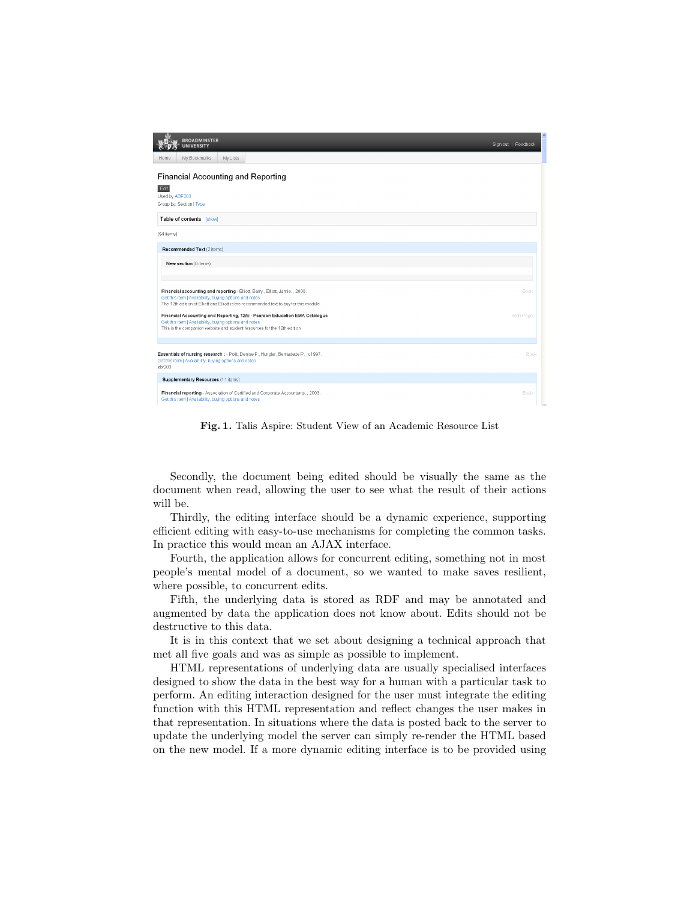Fig. 1. Talis Aspire: Student View of an Academic Resource List

Secondly, the document being edited should be visually the same as the document when read, allowing the user to see what the result of their actions will be.

Thirdly, the editing interface should be a dynamic experience, supporting efficient editing with easy-to-use mechanisms for completing the common tasks. In practice this would mean an AJAX interface.

Fourth, the application allows for concurrent editing, something not in most people's mental model of a document, so we wanted to make saves resilient, where possible, to concurrent edits.

Fifth, the underlying data is stored as RDF and may be annotated and augmented by data the application does not know about. Edits should not be destructive to this data.

It is in this context that we set about designing a technical approach that met all five goals and was as simple as possible to implement.

HTML representations of underlying data are usually specialised interfaces designed to show the data in the best way for a human with a particular task to perform. An editing interaction designed for the user must integrate the editing function with this HTML representation and reflect changes the user makes in that representation. In situations where the data is posted back to the server to update the underlying model the server can simply re-render the HTML based on the new model. If a more dynamic editing interface is to be provided using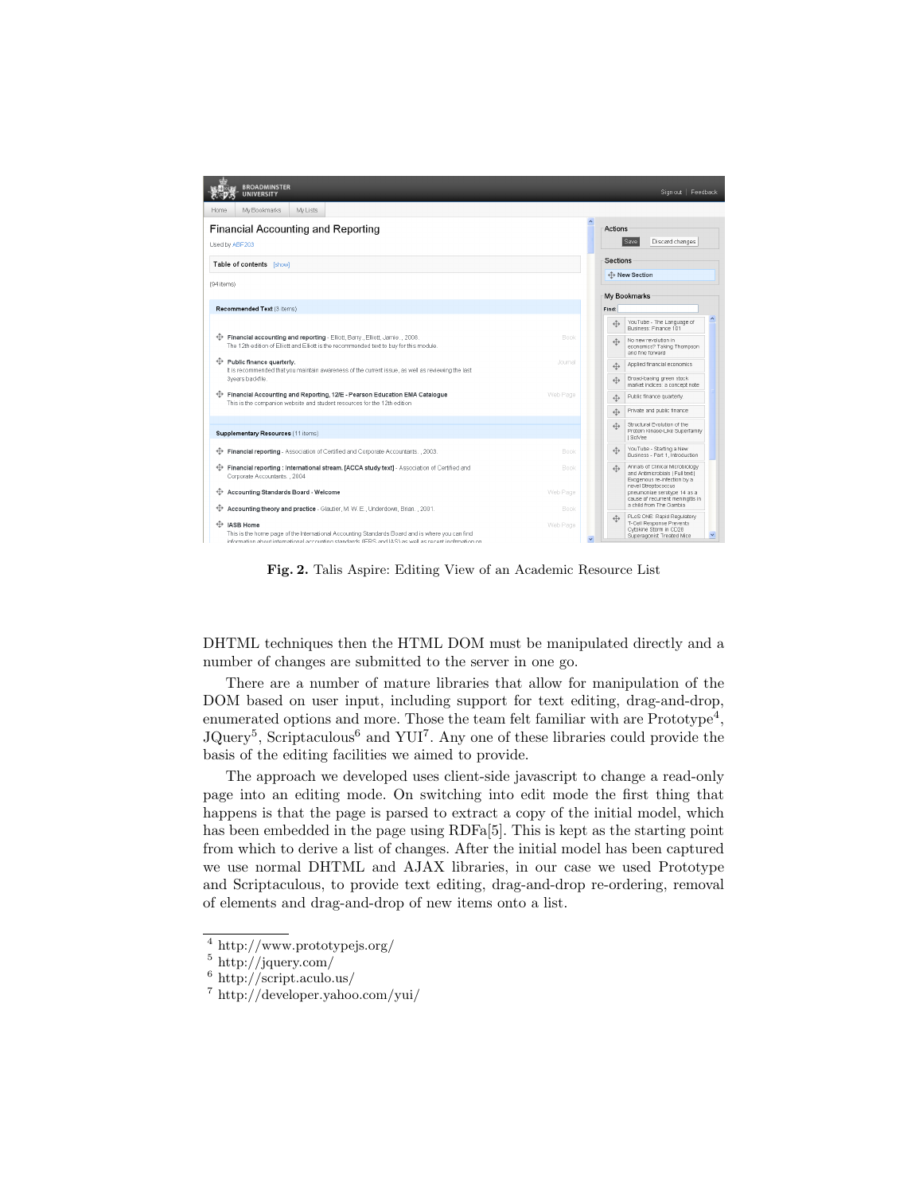Fig. 2. Talis Aspire: Editing View of an Academic Resource List

DHTML techniques then the HTML DOM must be manipulated directly and a number of changes are submitted to the server in one go.

There are a number of mature libraries that allow for manipulation of the DOM based on user input, including support for text editing, drag-and-drop, enumerated options and more. Those the team felt familiar with are Prototype[4], JQuery[5], Scriptaculous[6] and YUI[7]. Any one of these libraries could provide the basis of the editing facilities we aimed to provide.

The approach we developed uses client-side javascript to change a read-only page into an editing mode. On switching into edit mode the first thing that happens is that the page is parsed to extract a copy of the initial model, which has been embedded in the page using RDFa[5]. This is kept as the starting point from which to derive a list of changes. After the initial model has been captured we use normal DHTML and AJAX libraries, in our case we used Prototype and Scriptaculous, to provide text editing, drag-and-drop re-ordering, removal of elements and drag-and-drop of new items onto a list.

[4] http://www.prototypejs.org/
[5] http://jquery.com/
[6] http://script.aculo.us/
[7] http://developer.yahoo.com/yui/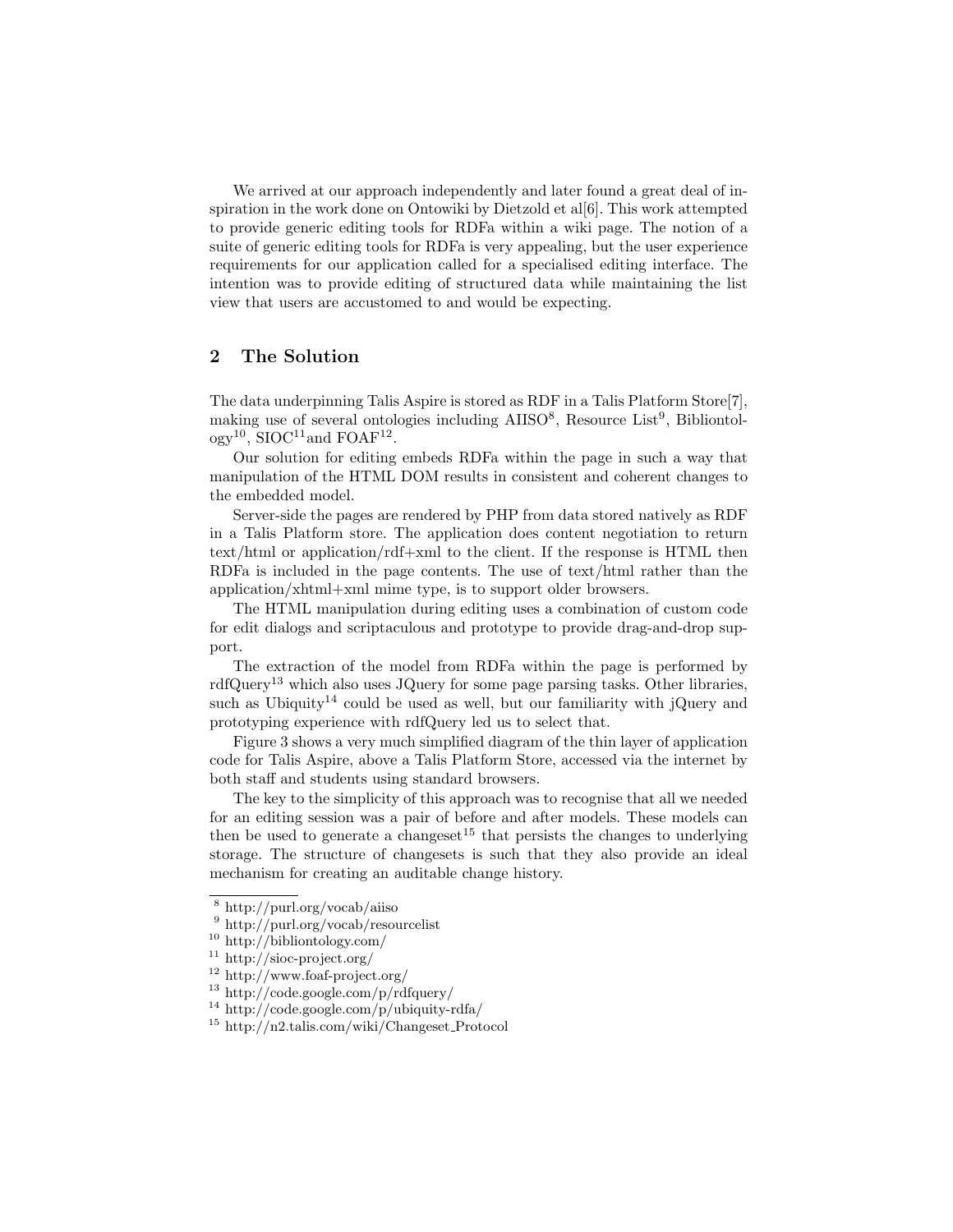We arrived at our approach independently and later found a great deal of inspiration in the work done on Ontowiki by Dietzold et al[6]. This work attempted to provide generic editing tools for RDFa within a wiki page. The notion of a suite of generic editing tools for RDFa is very appealing, but the user experience requirements for our application called for a specialised editing interface. The intention was to provide editing of structured data while maintaining the list view that users are accustomed to and would be expecting.

## 2 The Solution

The data underpinning Talis Aspire is stored as RDF in a Talis Platform Store[7], making use of several ontologies including AIISO[8], Resource List[9], Bibliontology[10], SIOC[11] and FOAF[12].

Our solution for editing embeds RDFa within the page in such a way that manipulation of the HTML DOM results in consistent and coherent changes to the embedded model.

Server-side the pages are rendered by PHP from data stored natively as RDF in a Talis Platform store. The application does content negotiation to return text/html or application/rdf+xml to the client. If the response is HTML then RDFa is included in the page contents. The use of text/html rather than the application/xhtml+xml mime type, is to support older browsers.

The HTML manipulation during editing uses a combination of custom code for edit dialogs and scriptaculous and prototype to provide drag-and-drop support.

The extraction of the model from RDFa within the page is performed by rdfQuery[13] which also uses JQuery for some page parsing tasks. Other libraries, such as Ubiquity[14] could be used as well, but our familiarity with jQuery and prototyping experience with rdfQuery led us to select that.

Figure 3 shows a very much simplified diagram of the thin layer of application code for Talis Aspire, above a Talis Platform Store, accessed via the internet by both staff and students using standard browsers.

The key to the simplicity of this approach was to recognise that all we needed for an editing session was a pair of before and after models. These models can then be used to generate a changeset[15] that persists the changes to underlying storage. The structure of changesets is such that they also provide an ideal mechanism for creating an auditable change history.

---

[8] http://purl.org/vocab/aiiso

[9] http://purl.org/vocab/resourcelist

[10] http://bibliontology.com/

[11] http://sioc-project.org/

[12] http://www.foaf-project.org/

[13] http://code.google.com/p/rdfquery/

[14] http://code.google.com/p/ubiquity-rdfa/

[15] http://n2.talis.com/wiki/Changeset_Protocol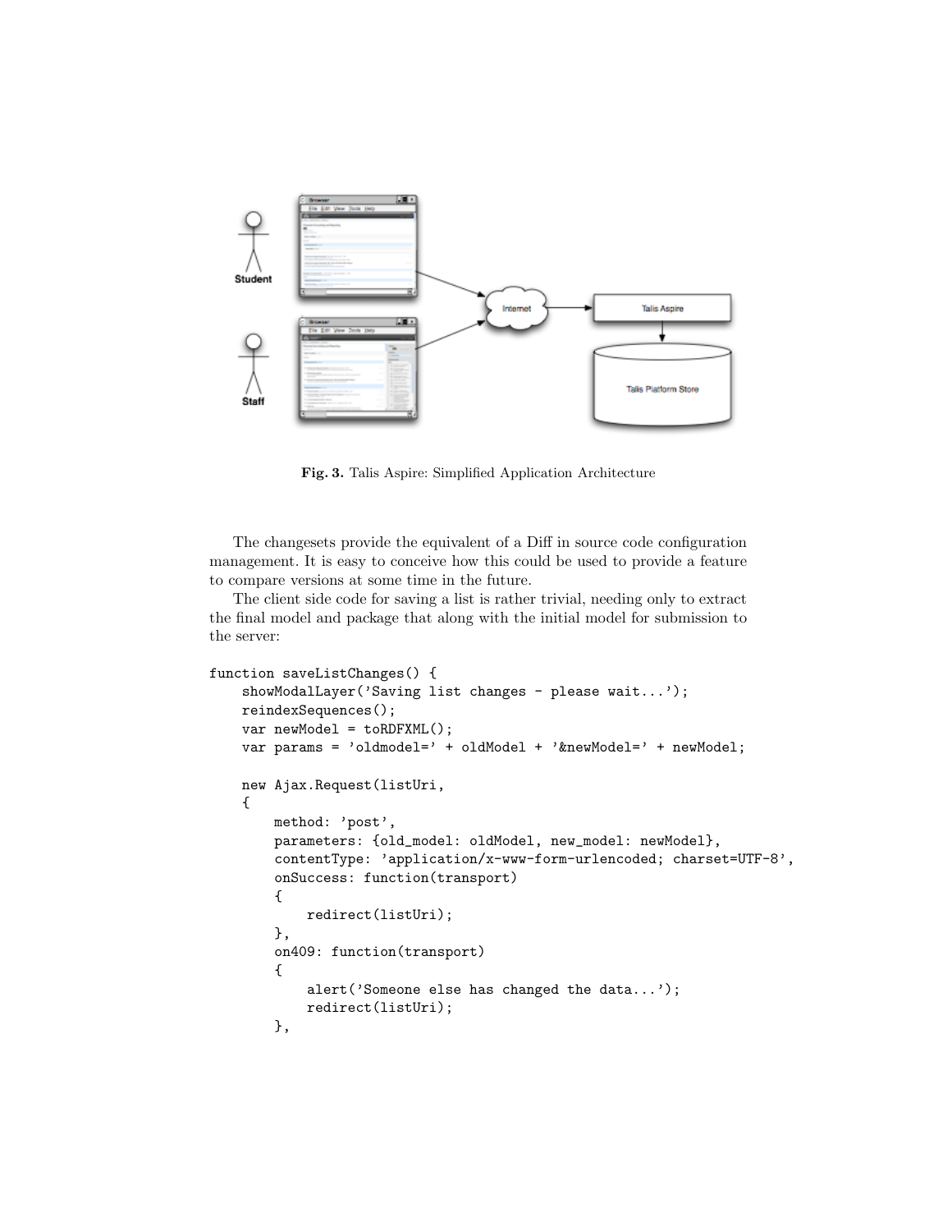Fig. 3. Talis Aspire: Simplified Application Architecture

The changesets provide the equivalent of a Diff in source code configuration management. It is easy to conceive how this could be used to provide a feature to compare versions at some time in the future.

The client side code for saving a list is rather trivial, needing only to extract the final model and package that along with the initial model for submission to the server:

```
function saveListChanges() {
    showModalLayer('Saving list changes - please wait...');
    reindexSequences();
    var newModel = toRDFXML();
    var params = 'oldmodel=' + oldModel + '&newModel=' + newModel;

    new Ajax.Request(listUri,
    {
        method: 'post',
        parameters: {old_model: oldModel, new_model: newModel},
        contentType: 'application/x-www-form-urlencoded; charset=UTF-8',
        onSuccess: function(transport)
        {
            redirect(listUri);
        },
        on409: function(transport)
        {
            alert('Someone else has changed the data...');
            redirect(listUri);
        },
```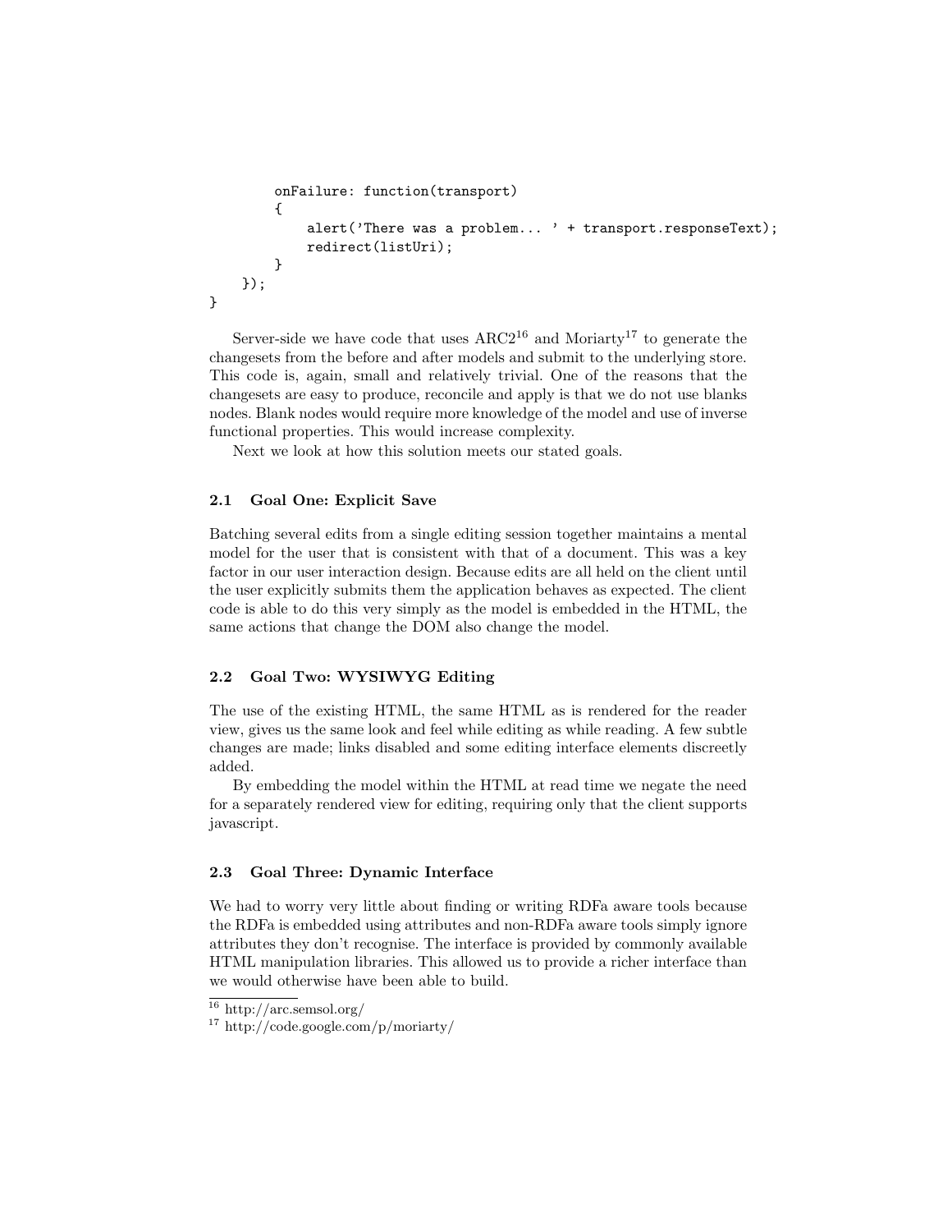```
        onFailure: function(transport)
        {
            alert('There was a problem... ' + transport.responseText);
            redirect(listUri);
        }
    });
}
```

Server-side we have code that uses ARC2[16] and Moriarty[17] to generate the changesets from the before and after models and submit to the underlying store. This code is, again, small and relatively trivial. One of the reasons that the changesets are easy to produce, reconcile and apply is that we do not use blanks nodes. Blank nodes would require more knowledge of the model and use of inverse functional properties. This would increase complexity.

Next we look at how this solution meets our stated goals.

### 2.1 Goal One: Explicit Save

Batching several edits from a single editing session together maintains a mental model for the user that is consistent with that of a document. This was a key factor in our user interaction design. Because edits are all held on the client until the user explicitly submits them the application behaves as expected. The client code is able to do this very simply as the model is embedded in the HTML, the same actions that change the DOM also change the model.

### 2.2 Goal Two: WYSIWYG Editing

The use of the existing HTML, the same HTML as is rendered for the reader view, gives us the same look and feel while editing as while reading. A few subtle changes are made; links disabled and some editing interface elements discreetly added.

By embedding the model within the HTML at read time we negate the need for a separately rendered view for editing, requiring only that the client supports javascript.

### 2.3 Goal Three: Dynamic Interface

We had to worry very little about finding or writing RDFa aware tools because the RDFa is embedded using attributes and non-RDFa aware tools simply ignore attributes they don't recognise. The interface is provided by commonly available HTML manipulation libraries. This allowed us to provide a richer interface than we would otherwise have been able to build.

[16] http://arc.semsol.org/

[17] http://code.google.com/p/moriarty/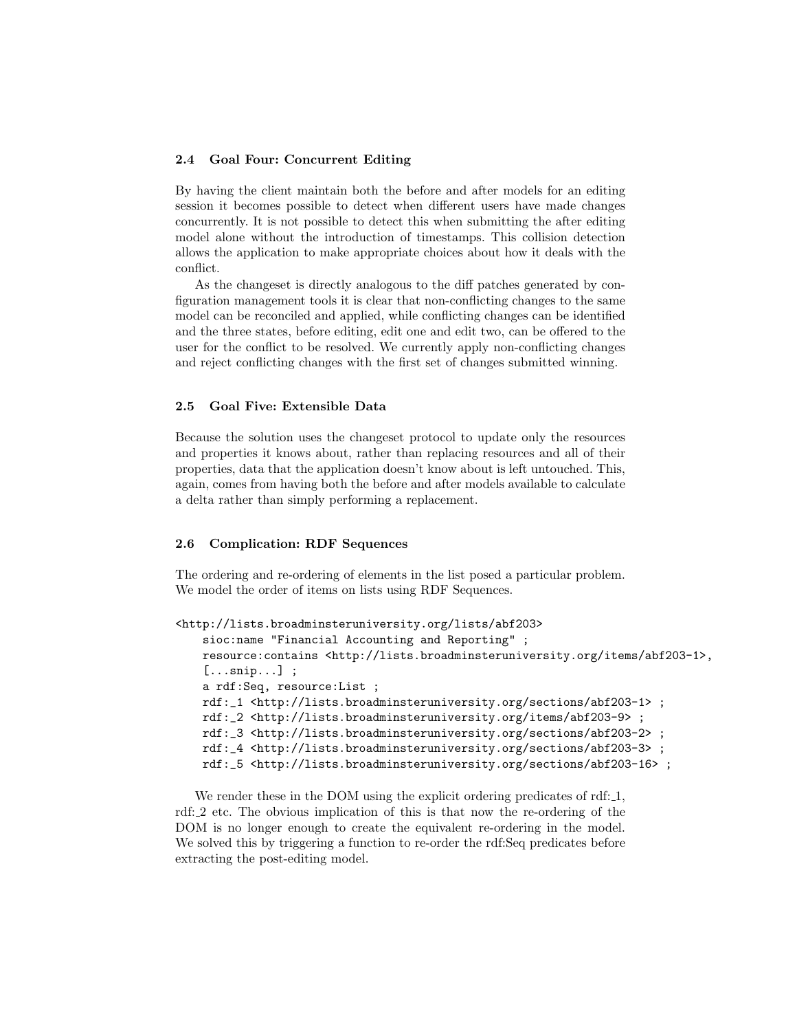### 2.4 Goal Four: Concurrent Editing

By having the client maintain both the before and after models for an editing session it becomes possible to detect when different users have made changes concurrently. It is not possible to detect this when submitting the after editing model alone without the introduction of timestamps. This collision detection allows the application to make appropriate choices about how it deals with the conflict.

As the changeset is directly analogous to the diff patches generated by configuration management tools it is clear that non-conflicting changes to the same model can be reconciled and applied, while conflicting changes can be identified and the three states, before editing, edit one and edit two, can be offered to the user for the conflict to be resolved. We currently apply non-conflicting changes and reject conflicting changes with the first set of changes submitted winning.

### 2.5 Goal Five: Extensible Data

Because the solution uses the changeset protocol to update only the resources and properties it knows about, rather than replacing resources and all of their properties, data that the application doesn't know about is left untouched. This, again, comes from having both the before and after models available to calculate a delta rather than simply performing a replacement.

### 2.6 Complication: RDF Sequences

The ordering and re-ordering of elements in the list posed a particular problem. We model the order of items on lists using RDF Sequences.

```
<http://lists.broadminsteruniversity.org/lists/abf203>
    sioc:name "Financial Accounting and Reporting" ;
    resource:contains <http://lists.broadminsteruniversity.org/items/abf203-1>,
    [...snip...] ;
    a rdf:Seq, resource:List ;
    rdf:_1 <http://lists.broadminsteruniversity.org/sections/abf203-1> ;
    rdf:_2 <http://lists.broadminsteruniversity.org/items/abf203-9> ;
    rdf:_3 <http://lists.broadminsteruniversity.org/sections/abf203-2> ;
    rdf:_4 <http://lists.broadminsteruniversity.org/sections/abf203-3> ;
    rdf:_5 <http://lists.broadminsteruniversity.org/sections/abf203-16> ;
```

We render these in the DOM using the explicit ordering predicates of rdf:_1, rdf:_2 etc. The obvious implication of this is that now the re-ordering of the DOM is no longer enough to create the equivalent re-ordering in the model. We solved this by triggering a function to re-order the rdf:Seq predicates before extracting the post-editing model.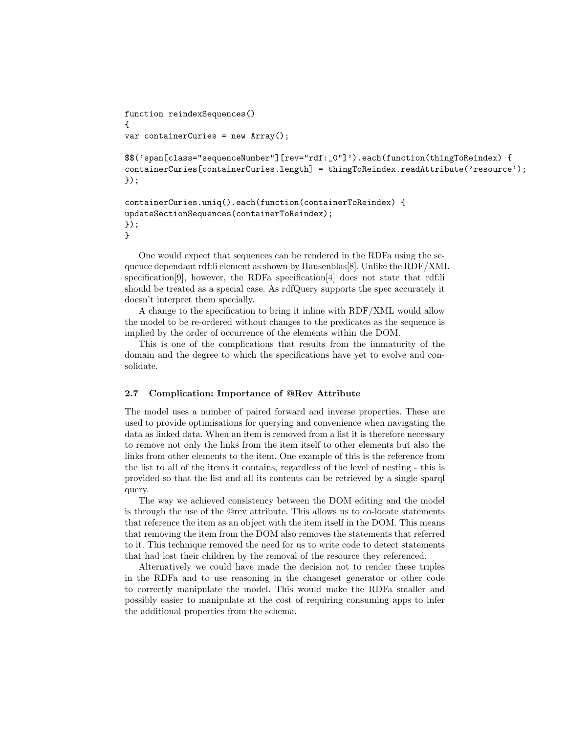```
function reindexSequences()
{
var containerCuries = new Array();

$$('span[class="sequenceNumber"][rev="rdf:_0"]').each(function(thingToReindex) {
containerCuries[containerCuries.length] = thingToReindex.readAttribute('resource');
});

containerCuries.uniq().each(function(containerToReindex) {
updateSectionSequences(containerToReindex);
});
}
```

One would expect that sequences can be rendered in the RDFa using the sequence dependant rdf:li element as shown by Hausenblas[8]. Unlike the RDF/XML specification[9], however, the RDFa specification[4] does not state that rdf:li should be treated as a special case. As rdfQuery supports the spec accurately it doesn't interpret them specially.

A change to the specification to bring it inline with RDF/XML would allow the model to be re-ordered without changes to the predicates as the sequence is implied by the order of occurrence of the elements within the DOM.

This is one of the complications that results from the immaturity of the domain and the degree to which the specifications have yet to evolve and consolidate.

### 2.7 Complication: Importance of @Rev Attribute

The model uses a number of paired forward and inverse properties. These are used to provide optimisations for querying and convenience when navigating the data as linked data. When an item is removed from a list it is therefore necessary to remove not only the links from the item itself to other elements but also the links from other elements to the item. One example of this is the reference from the list to all of the items it contains, regardless of the level of nesting - this is provided so that the list and all its contents can be retrieved by a single sparql query.

The way we achieved consistency between the DOM editing and the model is through the use of the @rev attribute. This allows us to co-locate statements that reference the item as an object with the item itself in the DOM. This means that removing the item from the DOM also removes the statements that referred to it. This technique removed the need for us to write code to detect statements that had lost their children by the removal of the resource they referenced.

Alternatively we could have made the decision not to render these triples in the RDFa and to use reasoning in the changeset generator or other code to correctly manipulate the model. This would make the RDFa smaller and possibly easier to manipulate at the cost of requiring consuming apps to infer the additional properties from the schema.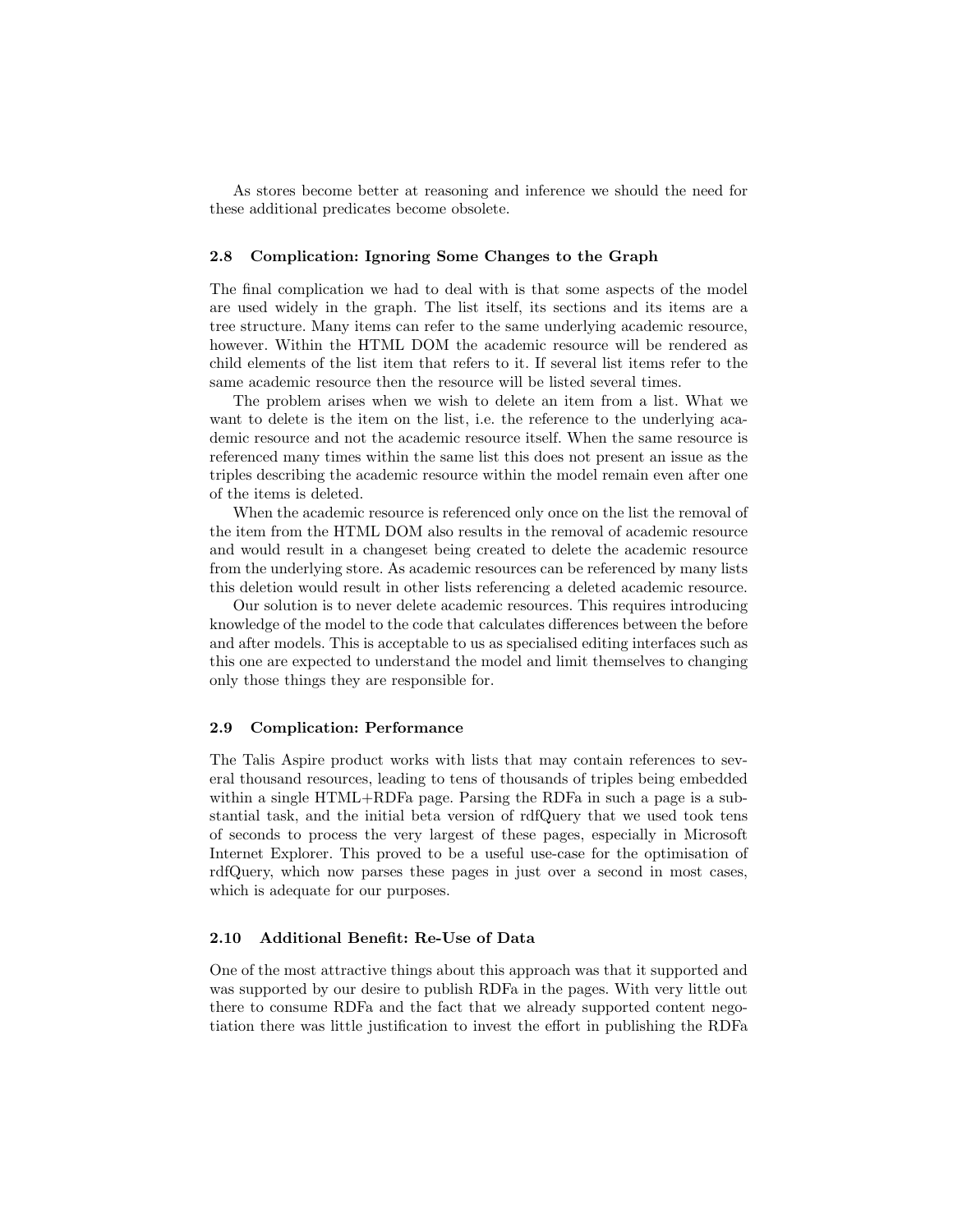As stores become better at reasoning and inference we should the need for these additional predicates become obsolete.

### 2.8 Complication: Ignoring Some Changes to the Graph

The final complication we had to deal with is that some aspects of the model are used widely in the graph. The list itself, its sections and its items are a tree structure. Many items can refer to the same underlying academic resource, however. Within the HTML DOM the academic resource will be rendered as child elements of the list item that refers to it. If several list items refer to the same academic resource then the resource will be listed several times.

The problem arises when we wish to delete an item from a list. What we want to delete is the item on the list, i.e. the reference to the underlying academic resource and not the academic resource itself. When the same resource is referenced many times within the same list this does not present an issue as the triples describing the academic resource within the model remain even after one of the items is deleted.

When the academic resource is referenced only once on the list the removal of the item from the HTML DOM also results in the removal of academic resource and would result in a changeset being created to delete the academic resource from the underlying store. As academic resources can be referenced by many lists this deletion would result in other lists referencing a deleted academic resource.

Our solution is to never delete academic resources. This requires introducing knowledge of the model to the code that calculates differences between the before and after models. This is acceptable to us as specialised editing interfaces such as this one are expected to understand the model and limit themselves to changing only those things they are responsible for.

### 2.9 Complication: Performance

The Talis Aspire product works with lists that may contain references to several thousand resources, leading to tens of thousands of triples being embedded within a single HTML+RDFa page. Parsing the RDFa in such a page is a substantial task, and the initial beta version of rdfQuery that we used took tens of seconds to process the very largest of these pages, especially in Microsoft Internet Explorer. This proved to be a useful use-case for the optimisation of rdfQuery, which now parses these pages in just over a second in most cases, which is adequate for our purposes.

### 2.10 Additional Benefit: Re-Use of Data

One of the most attractive things about this approach was that it supported and was supported by our desire to publish RDFa in the pages. With very little out there to consume RDFa and the fact that we already supported content negotiation there was little justification to invest the effort in publishing the RDFa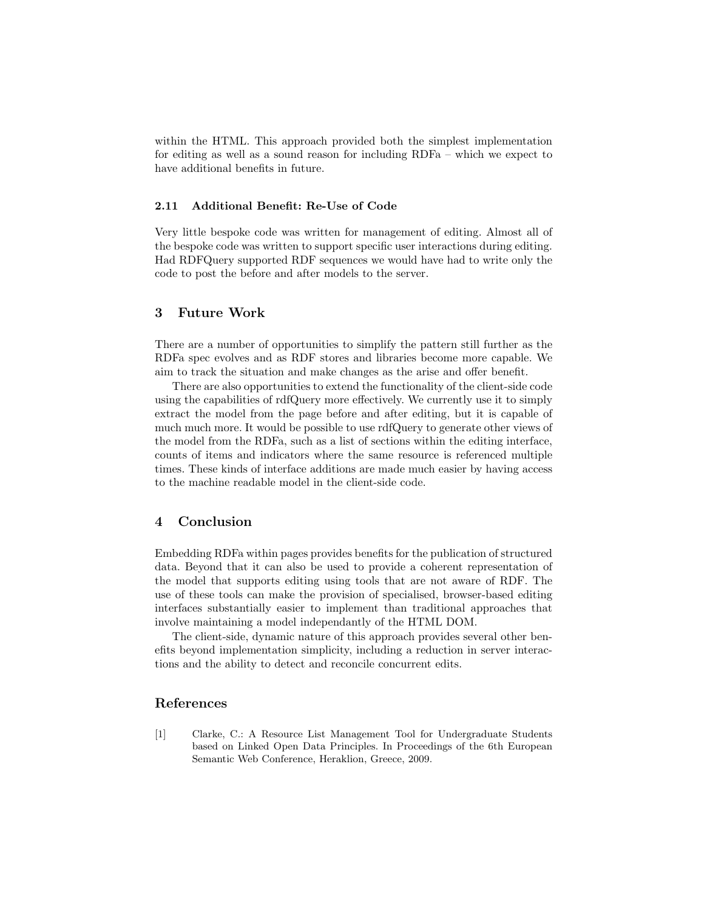within the HTML. This approach provided both the simplest implementation for editing as well as a sound reason for including RDFa – which we expect to have additional benefits in future.

### 2.11 Additional Benefit: Re-Use of Code

Very little bespoke code was written for management of editing. Almost all of the bespoke code was written to support specific user interactions during editing. Had RDFQuery supported RDF sequences we would have had to write only the code to post the before and after models to the server.

## 3 Future Work

There are a number of opportunities to simplify the pattern still further as the RDFa spec evolves and as RDF stores and libraries become more capable. We aim to track the situation and make changes as the arise and offer benefit.

There are also opportunities to extend the functionality of the client-side code using the capabilities of rdfQuery more effectively. We currently use it to simply extract the model from the page before and after editing, but it is capable of much much more. It would be possible to use rdfQuery to generate other views of the model from the RDFa, such as a list of sections within the editing interface, counts of items and indicators where the same resource is referenced multiple times. These kinds of interface additions are made much easier by having access to the machine readable model in the client-side code.

## 4 Conclusion

Embedding RDFa within pages provides benefits for the publication of structured data. Beyond that it can also be used to provide a coherent representation of the model that supports editing using tools that are not aware of RDF. The use of these tools can make the provision of specialised, browser-based editing interfaces substantially easier to implement than traditional approaches that involve maintaining a model independantly of the HTML DOM.

The client-side, dynamic nature of this approach provides several other benefits beyond implementation simplicity, including a reduction in server interactions and the ability to detect and reconcile concurrent edits.

## References

[1] Clarke, C.: A Resource List Management Tool for Undergraduate Students based on Linked Open Data Principles. In Proceedings of the 6th European Semantic Web Conference, Heraklion, Greece, 2009.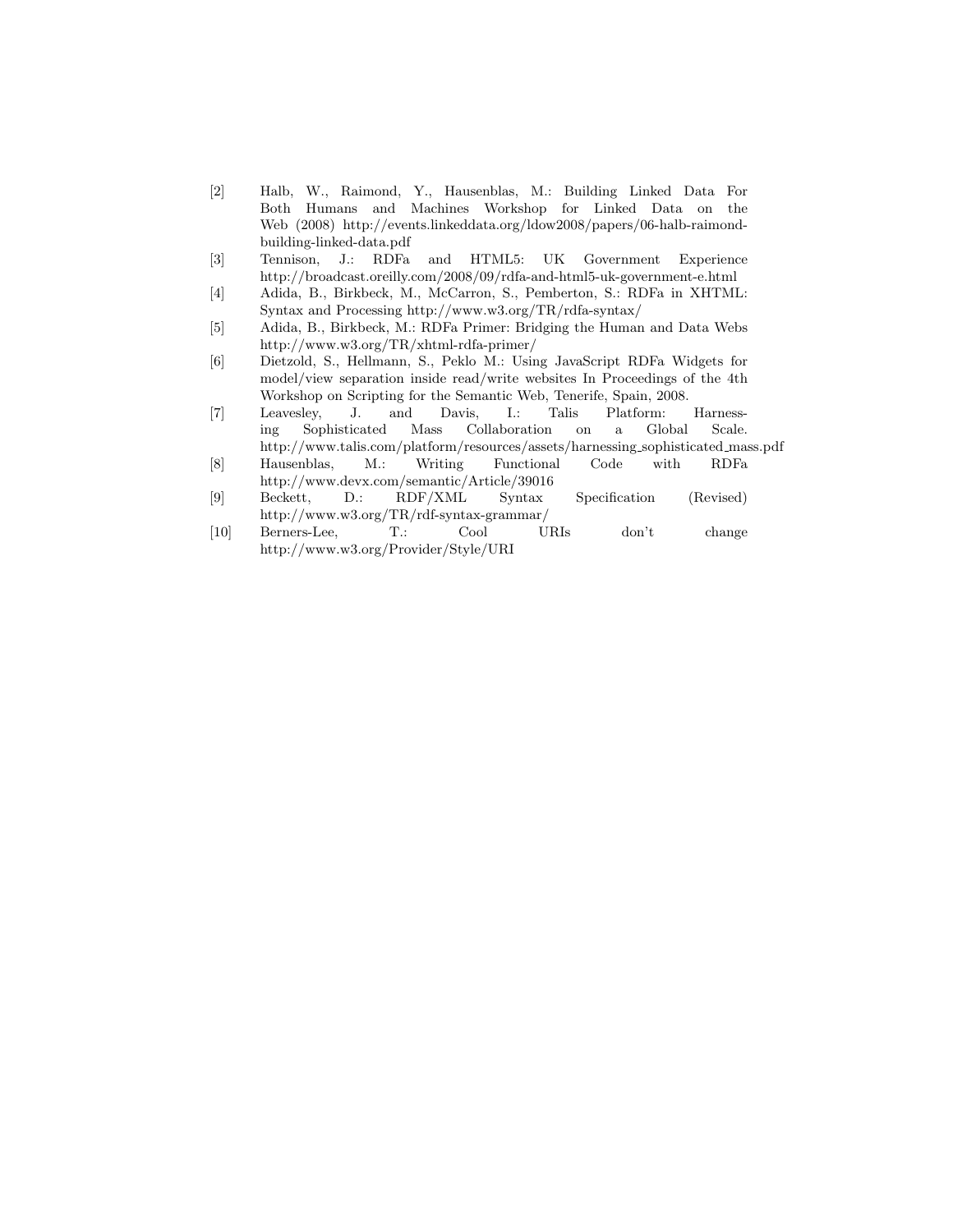[2] Halb, W., Raimond, Y., Hausenblas, M.: Building Linked Data For Both Humans and Machines Workshop for Linked Data on the Web (2008) http://events.linkeddata.org/ldow2008/papers/06-halb-raimond-building-linked-data.pdf

[3] Tennison, J.: RDFa and HTML5: UK Government Experience http://broadcast.oreilly.com/2008/09/rdfa-and-html5-uk-government-e.html

[4] Adida, B., Birkbeck, M., McCarron, S., Pemberton, S.: RDFa in XHTML: Syntax and Processing http://www.w3.org/TR/rdfa-syntax/

[5] Adida, B., Birkbeck, M.: RDFa Primer: Bridging the Human and Data Webs http://www.w3.org/TR/xhtml-rdfa-primer/

[6] Dietzold, S., Hellmann, S., Peklo M.: Using JavaScript RDFa Widgets for model/view separation inside read/write websites In Proceedings of the 4th Workshop on Scripting for the Semantic Web, Tenerife, Spain, 2008.

[7] Leavesley, J. and Davis, I.: Talis Platform: Harnessing Sophisticated Mass Collaboration on a Global Scale. http://www.talis.com/platform/resources/assets/harnessing_sophisticated_mass.pdf

[8] Hausenblas, M.: Writing Functional Code with RDFa http://www.devx.com/semantic/Article/39016

[9] Beckett, D.: RDF/XML Syntax Specification (Revised) http://www.w3.org/TR/rdf-syntax-grammar/

[10] Berners-Lee, T.: Cool URIs don't change http://www.w3.org/Provider/Style/URI